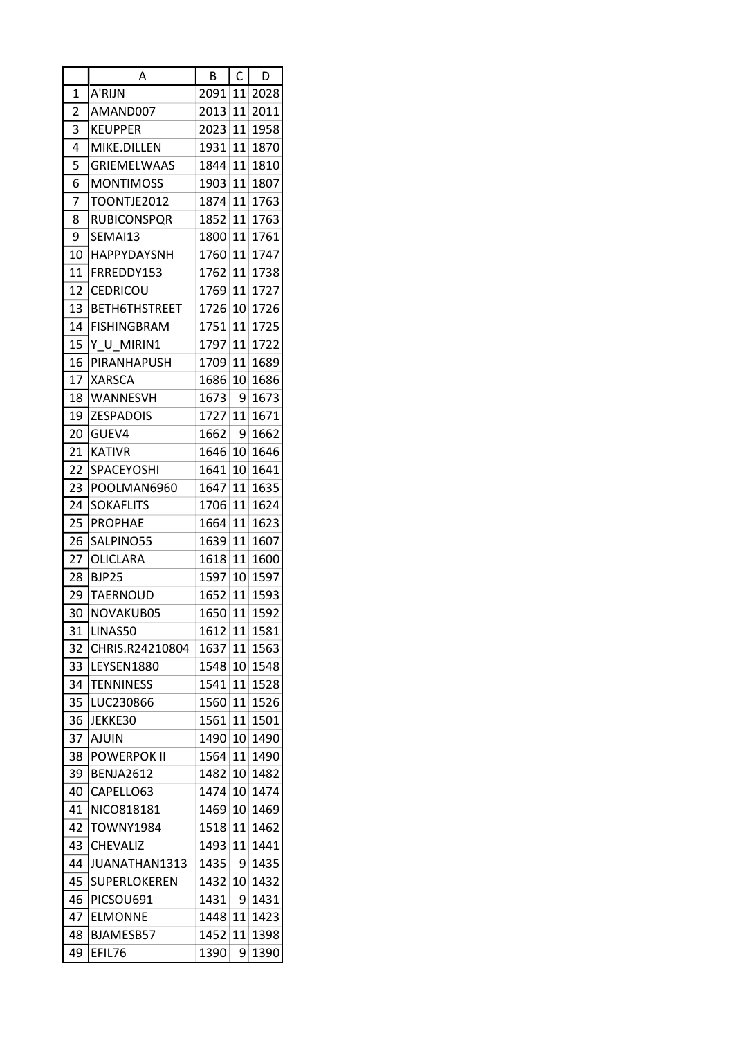| | A | B | C | D |
|---|---|---|---|---|
| 1 | A'RIJN | 2091 | 11 | 2028 |
| 2 | AMAND007 | 2013 | 11 | 2011 |
| 3 | KEUPPER | 2023 | 11 | 1958 |
| 4 | MIKE.DILLEN | 1931 | 11 | 1870 |
| 5 | GRIEMELWAAS | 1844 | 11 | 1810 |
| 6 | MONTIMOSS | 1903 | 11 | 1807 |
| 7 | TOONTJE2012 | 1874 | 11 | 1763 |
| 8 | RUBICONSPQR | 1852 | 11 | 1763 |
| 9 | SEMAI13 | 1800 | 11 | 1761 |
| 10 | HAPPYDAYSNH | 1760 | 11 | 1747 |
| 11 | FRREDDY153 | 1762 | 11 | 1738 |
| 12 | CEDRICOU | 1769 | 11 | 1727 |
| 13 | BETH6THSTREET | 1726 | 10 | 1726 |
| 14 | FISHINGBRAM | 1751 | 11 | 1725 |
| 15 | Y_U_MIRIN1 | 1797 | 11 | 1722 |
| 16 | PIRANHAPUSH | 1709 | 11 | 1689 |
| 17 | XARSCA | 1686 | 10 | 1686 |
| 18 | WANNESVH | 1673 | 9 | 1673 |
| 19 | ZESPADOIS | 1727 | 11 | 1671 |
| 20 | GUEV4 | 1662 | 9 | 1662 |
| 21 | KATIVR | 1646 | 10 | 1646 |
| 22 | SPACEYOSHI | 1641 | 10 | 1641 |
| 23 | POOLMAN6960 | 1647 | 11 | 1635 |
| 24 | SOKAFLITS | 1706 | 11 | 1624 |
| 25 | PROPHAE | 1664 | 11 | 1623 |
| 26 | SALPINO55 | 1639 | 11 | 1607 |
| 27 | OLICLARA | 1618 | 11 | 1600 |
| 28 | BJP25 | 1597 | 10 | 1597 |
| 29 | TAERNOUD | 1652 | 11 | 1593 |
| 30 | NOVAKUB05 | 1650 | 11 | 1592 |
| 31 | LINAS50 | 1612 | 11 | 1581 |
| 32 | CHRIS.R24210804 | 1637 | 11 | 1563 |
| 33 | LEYSEN1880 | 1548 | 10 | 1548 |
| 34 | TENNINESS | 1541 | 11 | 1528 |
| 35 | LUC230866 | 1560 | 11 | 1526 |
| 36 | JEKKE30 | 1561 | 11 | 1501 |
| 37 | AJUIN | 1490 | 10 | 1490 |
| 38 | POWERPOK II | 1564 | 11 | 1490 |
| 39 | BENJA2612 | 1482 | 10 | 1482 |
| 40 | CAPELLO63 | 1474 | 10 | 1474 |
| 41 | NICO818181 | 1469 | 10 | 1469 |
| 42 | TOWNY1984 | 1518 | 11 | 1462 |
| 43 | CHEVALIZ | 1493 | 11 | 1441 |
| 44 | JUANATHAN1313 | 1435 | 9 | 1435 |
| 45 | SUPERLOKEREN | 1432 | 10 | 1432 |
| 46 | PICSOU691 | 1431 | 9 | 1431 |
| 47 | ELMONNE | 1448 | 11 | 1423 |
| 48 | BJAMESB57 | 1452 | 11 | 1398 |
| 49 | EFIL76 | 1390 | 9 | 1390 |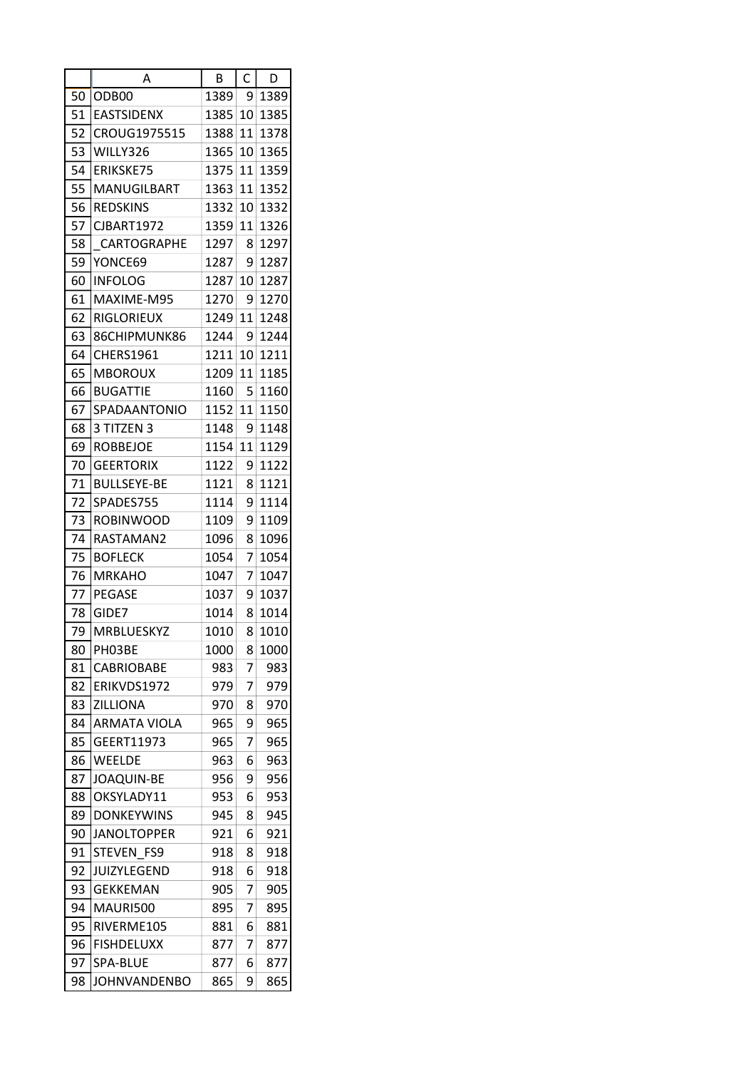| | A | B | C | D |
|---|---|---|---|---|
| 50 | ODB00 | 1389 | 9 | 1389 |
| 51 | EASTSIDENX | 1385 | 10 | 1385 |
| 52 | CROUG1975515 | 1388 | 11 | 1378 |
| 53 | WILLY326 | 1365 | 10 | 1365 |
| 54 | ERIKSKE75 | 1375 | 11 | 1359 |
| 55 | MANUGILBART | 1363 | 11 | 1352 |
| 56 | REDSKINS | 1332 | 10 | 1332 |
| 57 | CJBART1972 | 1359 | 11 | 1326 |
| 58 | _CARTOGRAPHE | 1297 | 8 | 1297 |
| 59 | YONCE69 | 1287 | 9 | 1287 |
| 60 | INFOLOG | 1287 | 10 | 1287 |
| 61 | MAXIME-M95 | 1270 | 9 | 1270 |
| 62 | RIGLORIEUX | 1249 | 11 | 1248 |
| 63 | 86CHIPMUNK86 | 1244 | 9 | 1244 |
| 64 | CHERS1961 | 1211 | 10 | 1211 |
| 65 | MBOROUX | 1209 | 11 | 1185 |
| 66 | BUGATTIE | 1160 | 5 | 1160 |
| 67 | SPADAANTONIO | 1152 | 11 | 1150 |
| 68 | 3 TITZEN 3 | 1148 | 9 | 1148 |
| 69 | ROBBEJOE | 1154 | 11 | 1129 |
| 70 | GEERTORIX | 1122 | 9 | 1122 |
| 71 | BULLSEYE-BE | 1121 | 8 | 1121 |
| 72 | SPADES755 | 1114 | 9 | 1114 |
| 73 | ROBINWOOD | 1109 | 9 | 1109 |
| 74 | RASTAMAN2 | 1096 | 8 | 1096 |
| 75 | BOFLECK | 1054 | 7 | 1054 |
| 76 | MRKAHO | 1047 | 7 | 1047 |
| 77 | PEGASE | 1037 | 9 | 1037 |
| 78 | GIDE7 | 1014 | 8 | 1014 |
| 79 | MRBLUESKYZ | 1010 | 8 | 1010 |
| 80 | PH03BE | 1000 | 8 | 1000 |
| 81 | CABRIOBABE | 983 | 7 | 983 |
| 82 | ERIKVDS1972 | 979 | 7 | 979 |
| 83 | ZILLIONA | 970 | 8 | 970 |
| 84 | ARMATA VIOLA | 965 | 9 | 965 |
| 85 | GEERT11973 | 965 | 7 | 965 |
| 86 | WEELDE | 963 | 6 | 963 |
| 87 | JOAQUIN-BE | 956 | 9 | 956 |
| 88 | OKSYLADY11 | 953 | 6 | 953 |
| 89 | DONKEYWINS | 945 | 8 | 945 |
| 90 | JANOLTOPPER | 921 | 6 | 921 |
| 91 | STEVEN_FS9 | 918 | 8 | 918 |
| 92 | JUIZYLEGEND | 918 | 6 | 918 |
| 93 | GEKKEMAN | 905 | 7 | 905 |
| 94 | MAURI500 | 895 | 7 | 895 |
| 95 | RIVERME105 | 881 | 6 | 881 |
| 96 | FISHDELUXX | 877 | 7 | 877 |
| 97 | SPA-BLUE | 877 | 6 | 877 |
| 98 | JOHNVANDENBO | 865 | 9 | 865 |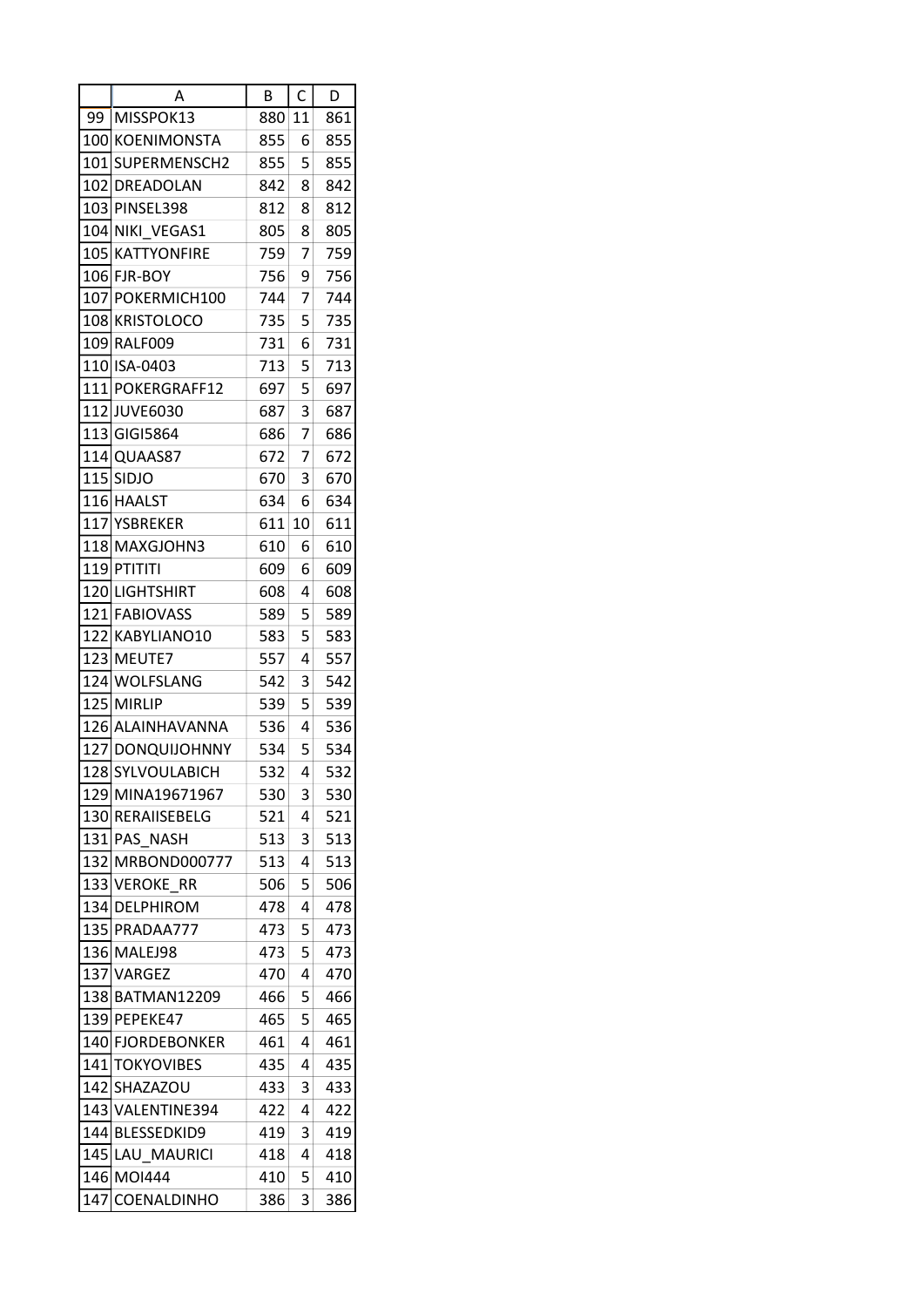|  | A | B | C | D |
|---|---|---|---|---|
| 99 | MISSPOK13 | 880 | 11 | 861 |
| 100 | KOENIMONSTA | 855 | 6 | 855 |
| 101 | SUPERMENSCH2 | 855 | 5 | 855 |
| 102 | DREADOLAN | 842 | 8 | 842 |
| 103 | PINSEL398 | 812 | 8 | 812 |
| 104 | NIKI_VEGAS1 | 805 | 8 | 805 |
| 105 | KATTYONFIRE | 759 | 7 | 759 |
| 106 | FJR-BOY | 756 | 9 | 756 |
| 107 | POKERMICH100 | 744 | 7 | 744 |
| 108 | KRISTOLOCO | 735 | 5 | 735 |
| 109 | RALF009 | 731 | 6 | 731 |
| 110 | ISA-0403 | 713 | 5 | 713 |
| 111 | POKERGRAFF12 | 697 | 5 | 697 |
| 112 | JUVE6030 | 687 | 3 | 687 |
| 113 | GIGI5864 | 686 | 7 | 686 |
| 114 | QUAAS87 | 672 | 7 | 672 |
| 115 | SIDJO | 670 | 3 | 670 |
| 116 | HAALST | 634 | 6 | 634 |
| 117 | YSBREKER | 611 | 10 | 611 |
| 118 | MAXGJOHN3 | 610 | 6 | 610 |
| 119 | PTITITI | 609 | 6 | 609 |
| 120 | LIGHTSHIRT | 608 | 4 | 608 |
| 121 | FABIOVASS | 589 | 5 | 589 |
| 122 | KABYLIANO10 | 583 | 5 | 583 |
| 123 | MEUTE7 | 557 | 4 | 557 |
| 124 | WOLFSLANG | 542 | 3 | 542 |
| 125 | MIRLIP | 539 | 5 | 539 |
| 126 | ALAINHAVANNA | 536 | 4 | 536 |
| 127 | DONQUIJOHNNY | 534 | 5 | 534 |
| 128 | SYLVOULABICH | 532 | 4 | 532 |
| 129 | MINA19671967 | 530 | 3 | 530 |
| 130 | RERAIISEBELG | 521 | 4 | 521 |
| 131 | PAS_NASH | 513 | 3 | 513 |
| 132 | MRBOND000777 | 513 | 4 | 513 |
| 133 | VEROKE_RR | 506 | 5 | 506 |
| 134 | DELPHIROM | 478 | 4 | 478 |
| 135 | PRADAA777 | 473 | 5 | 473 |
| 136 | MALEJ98 | 473 | 5 | 473 |
| 137 | VARGEZ | 470 | 4 | 470 |
| 138 | BATMAN12209 | 466 | 5 | 466 |
| 139 | PEPEKE47 | 465 | 5 | 465 |
| 140 | FJORDEBONKER | 461 | 4 | 461 |
| 141 | TOKYOVIBES | 435 | 4 | 435 |
| 142 | SHAZAZOU | 433 | 3 | 433 |
| 143 | VALENTINE394 | 422 | 4 | 422 |
| 144 | BLESSEDKID9 | 419 | 3 | 419 |
| 145 | LAU_MAURICI | 418 | 4 | 418 |
| 146 | MOI444 | 410 | 5 | 410 |
| 147 | COENALDINHO | 386 | 3 | 386 |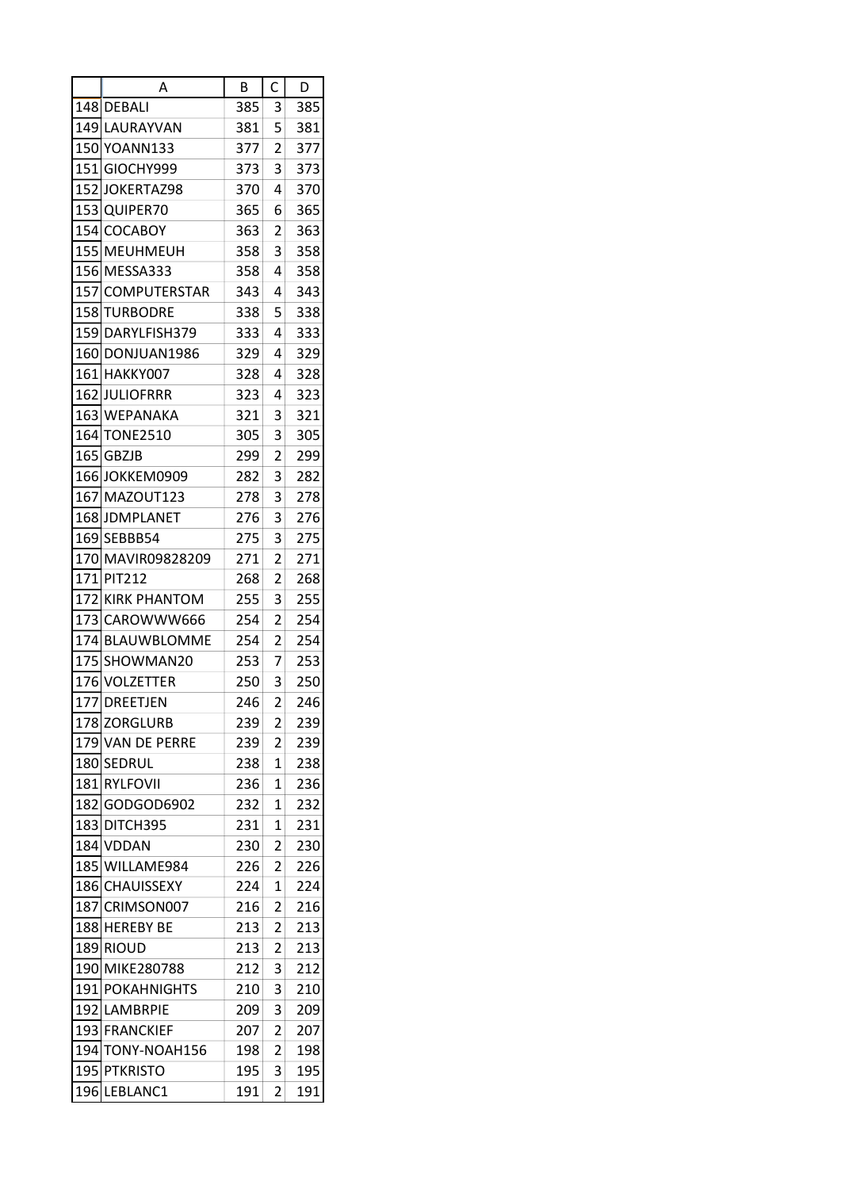| | A | B | C | D |
|---|---|---|---|---|
| 148 | DEBALI | 385 | 3 | 385 |
| 149 | LAURAYVAN | 381 | 5 | 381 |
| 150 | YOANN133 | 377 | 2 | 377 |
| 151 | GIOCHY999 | 373 | 3 | 373 |
| 152 | JOKERTAZ98 | 370 | 4 | 370 |
| 153 | QUIPER70 | 365 | 6 | 365 |
| 154 | COCABOY | 363 | 2 | 363 |
| 155 | MEUHMEUH | 358 | 3 | 358 |
| 156 | MESSA333 | 358 | 4 | 358 |
| 157 | COMPUTERSTAR | 343 | 4 | 343 |
| 158 | TURBODRE | 338 | 5 | 338 |
| 159 | DARYLFISH379 | 333 | 4 | 333 |
| 160 | DONJUAN1986 | 329 | 4 | 329 |
| 161 | HAKKY007 | 328 | 4 | 328 |
| 162 | JULIOFRRR | 323 | 4 | 323 |
| 163 | WEPANAKA | 321 | 3 | 321 |
| 164 | TONE2510 | 305 | 3 | 305 |
| 165 | GBZJB | 299 | 2 | 299 |
| 166 | JOKKEM0909 | 282 | 3 | 282 |
| 167 | MAZOUT123 | 278 | 3 | 278 |
| 168 | JDMPLANET | 276 | 3 | 276 |
| 169 | SEBBB54 | 275 | 3 | 275 |
| 170 | MAVIR09828209 | 271 | 2 | 271 |
| 171 | PIT212 | 268 | 2 | 268 |
| 172 | KIRK PHANTOM | 255 | 3 | 255 |
| 173 | CAROWWW666 | 254 | 2 | 254 |
| 174 | BLAUWBLOMME | 254 | 2 | 254 |
| 175 | SHOWMAN20 | 253 | 7 | 253 |
| 176 | VOLZETTER | 250 | 3 | 250 |
| 177 | DREETJEN | 246 | 2 | 246 |
| 178 | ZORGLURB | 239 | 2 | 239 |
| 179 | VAN DE PERRE | 239 | 2 | 239 |
| 180 | SEDRUL | 238 | 1 | 238 |
| 181 | RYLFOVII | 236 | 1 | 236 |
| 182 | GODGOD6902 | 232 | 1 | 232 |
| 183 | DITCH395 | 231 | 1 | 231 |
| 184 | VDDAN | 230 | 2 | 230 |
| 185 | WILLAME984 | 226 | 2 | 226 |
| 186 | CHAUISSEXY | 224 | 1 | 224 |
| 187 | CRIMSON007 | 216 | 2 | 216 |
| 188 | HEREBY BE | 213 | 2 | 213 |
| 189 | RIOUD | 213 | 2 | 213 |
| 190 | MIKE280788 | 212 | 3 | 212 |
| 191 | POKAHNIGHTS | 210 | 3 | 210 |
| 192 | LAMBRPIE | 209 | 3 | 209 |
| 193 | FRANCKIEF | 207 | 2 | 207 |
| 194 | TONY-NOAH156 | 198 | 2 | 198 |
| 195 | PTKRISTO | 195 | 3 | 195 |
| 196 | LEBLANC1 | 191 | 2 | 191 |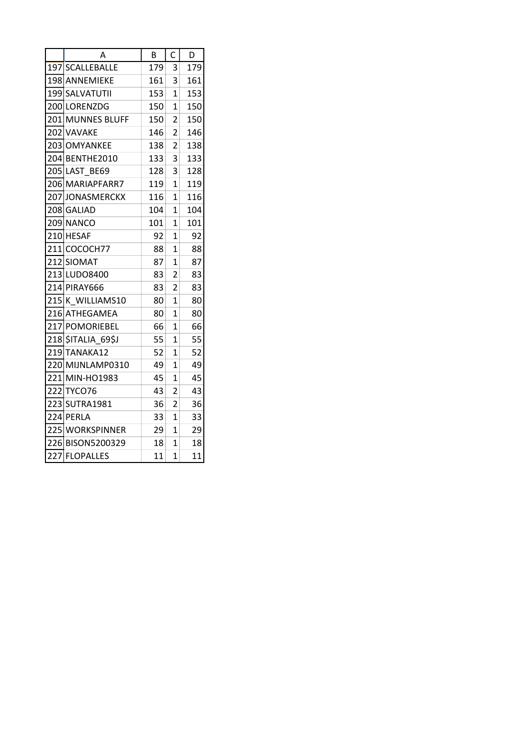| | A | B | C | D |
|---|---|---|---|---|
| 197 | SCALLEBALLE | 179 | 3 | 179 |
| 198 | ANNEMIEKE | 161 | 3 | 161 |
| 199 | SALVATUTII | 153 | 1 | 153 |
| 200 | LORENZDG | 150 | 1 | 150 |
| 201 | MUNNES BLUFF | 150 | 2 | 150 |
| 202 | VAVAKE | 146 | 2 | 146 |
| 203 | OMYANKEE | 138 | 2 | 138 |
| 204 | BENTHE2010 | 133 | 3 | 133 |
| 205 | LAST_BE69 | 128 | 3 | 128 |
| 206 | MARIAPFARR7 | 119 | 1 | 119 |
| 207 | JONASMERCKX | 116 | 1 | 116 |
| 208 | GALIAD | 104 | 1 | 104 |
| 209 | NANCO | 101 | 1 | 101 |
| 210 | HESAF | 92 | 1 | 92 |
| 211 | COCOCH77 | 88 | 1 | 88 |
| 212 | SIOMAT | 87 | 1 | 87 |
| 213 | LUDO8400 | 83 | 2 | 83 |
| 214 | PIRAY666 | 83 | 2 | 83 |
| 215 | K_WILLIAMS10 | 80 | 1 | 80 |
| 216 | ATHEGAMEA | 80 | 1 | 80 |
| 217 | POMORIEBEL | 66 | 1 | 66 |
| 218 | $ITALIA_69$J | 55 | 1 | 55 |
| 219 | TANAKA12 | 52 | 1 | 52 |
| 220 | MIJNLAMP0310 | 49 | 1 | 49 |
| 221 | MIN-HO1983 | 45 | 1 | 45 |
| 222 | TYCO76 | 43 | 2 | 43 |
| 223 | SUTRA1981 | 36 | 2 | 36 |
| 224 | PERLA | 33 | 1 | 33 |
| 225 | WORKSPINNER | 29 | 1 | 29 |
| 226 | BISON5200329 | 18 | 1 | 18 |
| 227 | FLOPALLES | 11 | 1 | 11 |